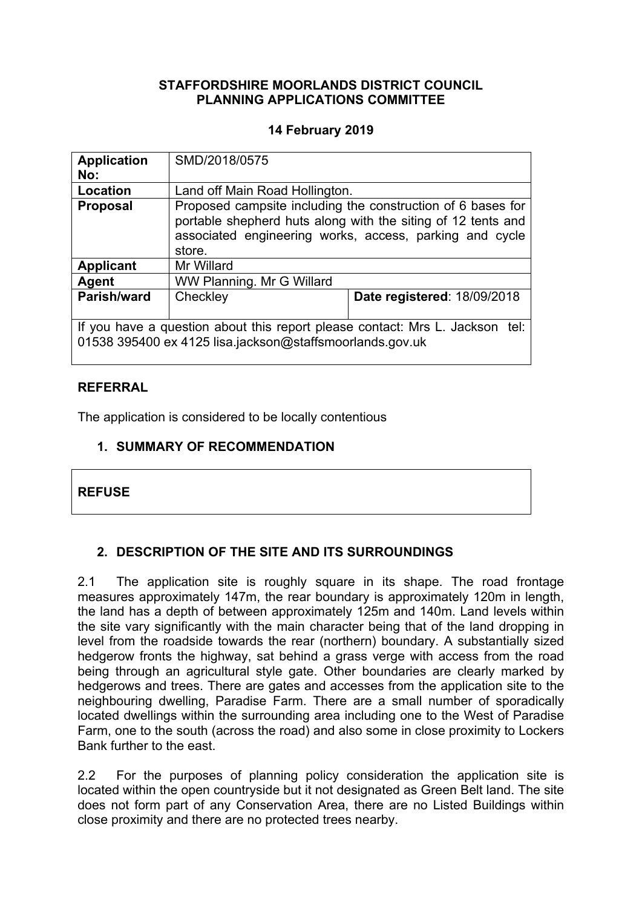**STAFFORDSHIRE MOORLANDS DISTRICT COUNCIL**
**PLANNING APPLICATIONS COMMITTEE**

**14 February 2019**

| | | |
|---|---|---|
| **Application No:** | SMD/2018/0575 | |
| **Location** | Land off Main Road Hollington. | |
| **Proposal** | Proposed campsite including the construction of 6 bases for portable shepherd huts along with the siting of 12 tents and associated engineering works, access, parking and cycle store. | |
| **Applicant** | Mr Willard | |
| **Agent** | WW Planning. Mr G Willard | |
| **Parish/ward** | Checkley | **Date registered**: 18/09/2018 |
| If you have a question about this report please contact: Mrs L. Jackson tel: 01538 395400 ex 4125 lisa.jackson@staffsmoorlands.gov.uk | | |

## REFERRAL

The application is considered to be locally contentious

## 1. SUMMARY OF RECOMMENDATION

**REFUSE**

## 2. DESCRIPTION OF THE SITE AND ITS SURROUNDINGS

2.1 The application site is roughly square in its shape. The road frontage measures approximately 147m, the rear boundary is approximately 120m in length, the land has a depth of between approximately 125m and 140m. Land levels within the site vary significantly with the main character being that of the land dropping in level from the roadside towards the rear (northern) boundary. A substantially sized hedgerow fronts the highway, sat behind a grass verge with access from the road being through an agricultural style gate. Other boundaries are clearly marked by hedgerows and trees. There are gates and accesses from the application site to the neighbouring dwelling, Paradise Farm. There are a small number of sporadically located dwellings within the surrounding area including one to the West of Paradise Farm, one to the south (across the road) and also some in close proximity to Lockers Bank further to the east.

2.2 For the purposes of planning policy consideration the application site is located within the open countryside but it not designated as Green Belt land. The site does not form part of any Conservation Area, there are no Listed Buildings within close proximity and there are no protected trees nearby.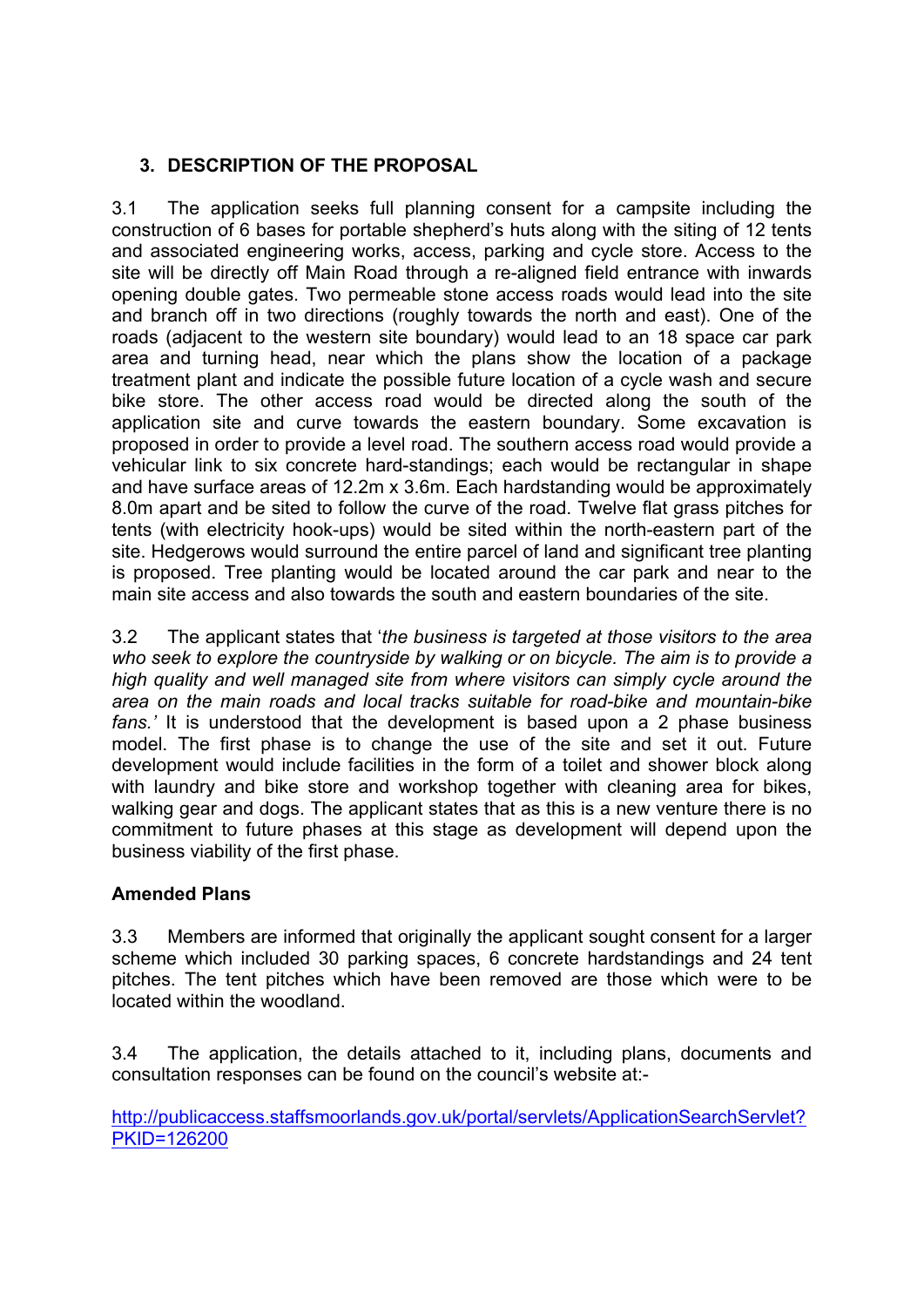## 3. DESCRIPTION OF THE PROPOSAL

3.1 The application seeks full planning consent for a campsite including the construction of 6 bases for portable shepherd's huts along with the siting of 12 tents and associated engineering works, access, parking and cycle store. Access to the site will be directly off Main Road through a re-aligned field entrance with inwards opening double gates. Two permeable stone access roads would lead into the site and branch off in two directions (roughly towards the north and east). One of the roads (adjacent to the western site boundary) would lead to an 18 space car park area and turning head, near which the plans show the location of a package treatment plant and indicate the possible future location of a cycle wash and secure bike store. The other access road would be directed along the south of the application site and curve towards the eastern boundary. Some excavation is proposed in order to provide a level road. The southern access road would provide a vehicular link to six concrete hard-standings; each would be rectangular in shape and have surface areas of 12.2m x 3.6m. Each hardstanding would be approximately 8.0m apart and be sited to follow the curve of the road. Twelve flat grass pitches for tents (with electricity hook-ups) would be sited within the north-eastern part of the site. Hedgerows would surround the entire parcel of land and significant tree planting is proposed. Tree planting would be located around the car park and near to the main site access and also towards the south and eastern boundaries of the site.

3.2 The applicant states that '*the business is targeted at those visitors to the area who seek to explore the countryside by walking or on bicycle. The aim is to provide a high quality and well managed site from where visitors can simply cycle around the area on the main roads and local tracks suitable for road-bike and mountain-bike fans.'* It is understood that the development is based upon a 2 phase business model. The first phase is to change the use of the site and set it out. Future development would include facilities in the form of a toilet and shower block along with laundry and bike store and workshop together with cleaning area for bikes, walking gear and dogs. The applicant states that as this is a new venture there is no commitment to future phases at this stage as development will depend upon the business viability of the first phase.

**Amended Plans**

3.3 Members are informed that originally the applicant sought consent for a larger scheme which included 30 parking spaces, 6 concrete hardstandings and 24 tent pitches. The tent pitches which have been removed are those which were to be located within the woodland.

3.4 The application, the details attached to it, including plans, documents and consultation responses can be found on the council's website at:-

http://publicaccess.staffsmoorlands.gov.uk/portal/servlets/ApplicationSearchServlet?PKID=126200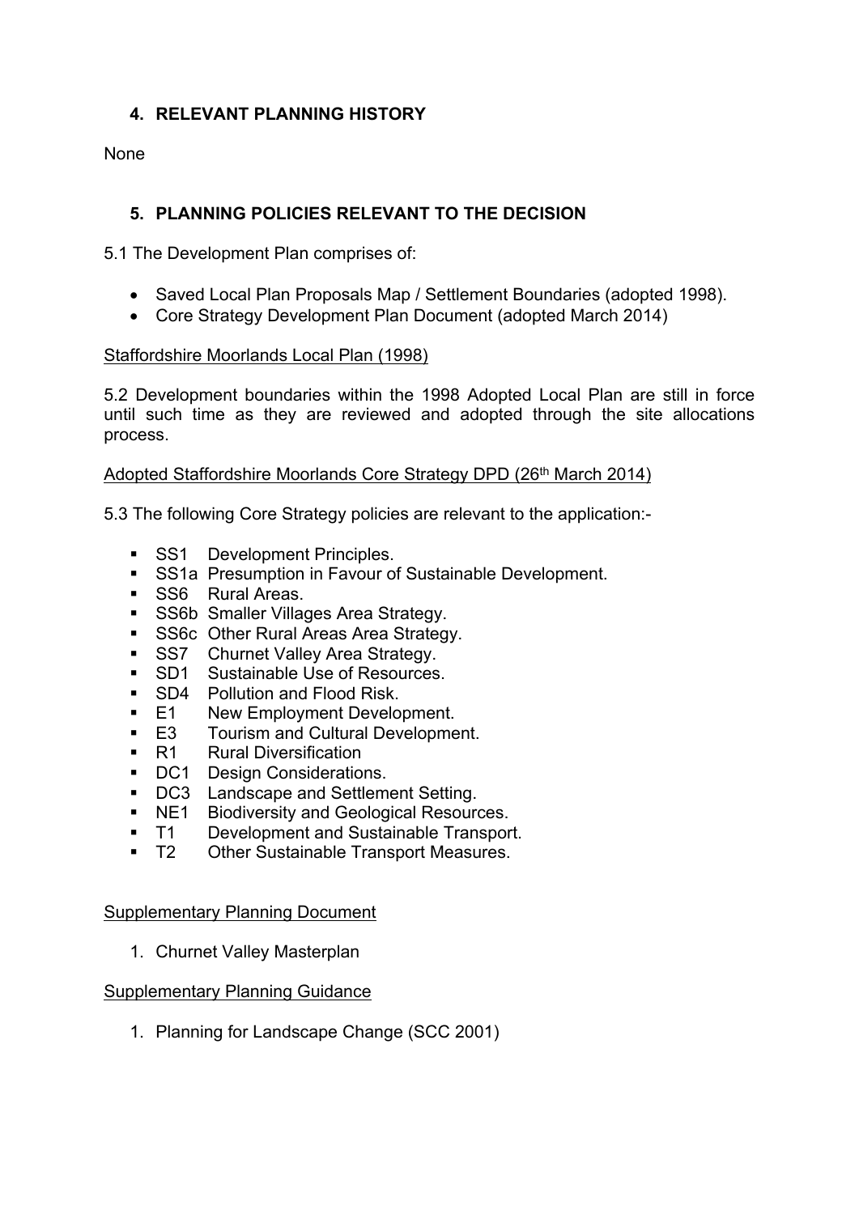## 4. RELEVANT PLANNING HISTORY

None

## 5. PLANNING POLICIES RELEVANT TO THE DECISION

5.1 The Development Plan comprises of:

- Saved Local Plan Proposals Map / Settlement Boundaries (adopted 1998).
- Core Strategy Development Plan Document (adopted March 2014)

<u>Staffordshire Moorlands Local Plan (1998)</u>

5.2 Development boundaries within the 1998 Adopted Local Plan are still in force until such time as they are reviewed and adopted through the site allocations process.

<u>Adopted Staffordshire Moorlands Core Strategy DPD (26th March 2014)</u>

5.3 The following Core Strategy policies are relevant to the application:-

- SS1 Development Principles.
- SS1a Presumption in Favour of Sustainable Development.
- SS6 Rural Areas.
- SS6b Smaller Villages Area Strategy.
- SS6c Other Rural Areas Area Strategy.
- SS7 Churnet Valley Area Strategy.
- SD1 Sustainable Use of Resources.
- SD4 Pollution and Flood Risk.
- E1 New Employment Development.
- E3 Tourism and Cultural Development.
- R1 Rural Diversification
- DC1 Design Considerations.
- DC3 Landscape and Settlement Setting.
- NE1 Biodiversity and Geological Resources.
- T1 Development and Sustainable Transport.
- T2 Other Sustainable Transport Measures.

<u>Supplementary Planning Document</u>

1. Churnet Valley Masterplan

<u>Supplementary Planning Guidance</u>

1. Planning for Landscape Change (SCC 2001)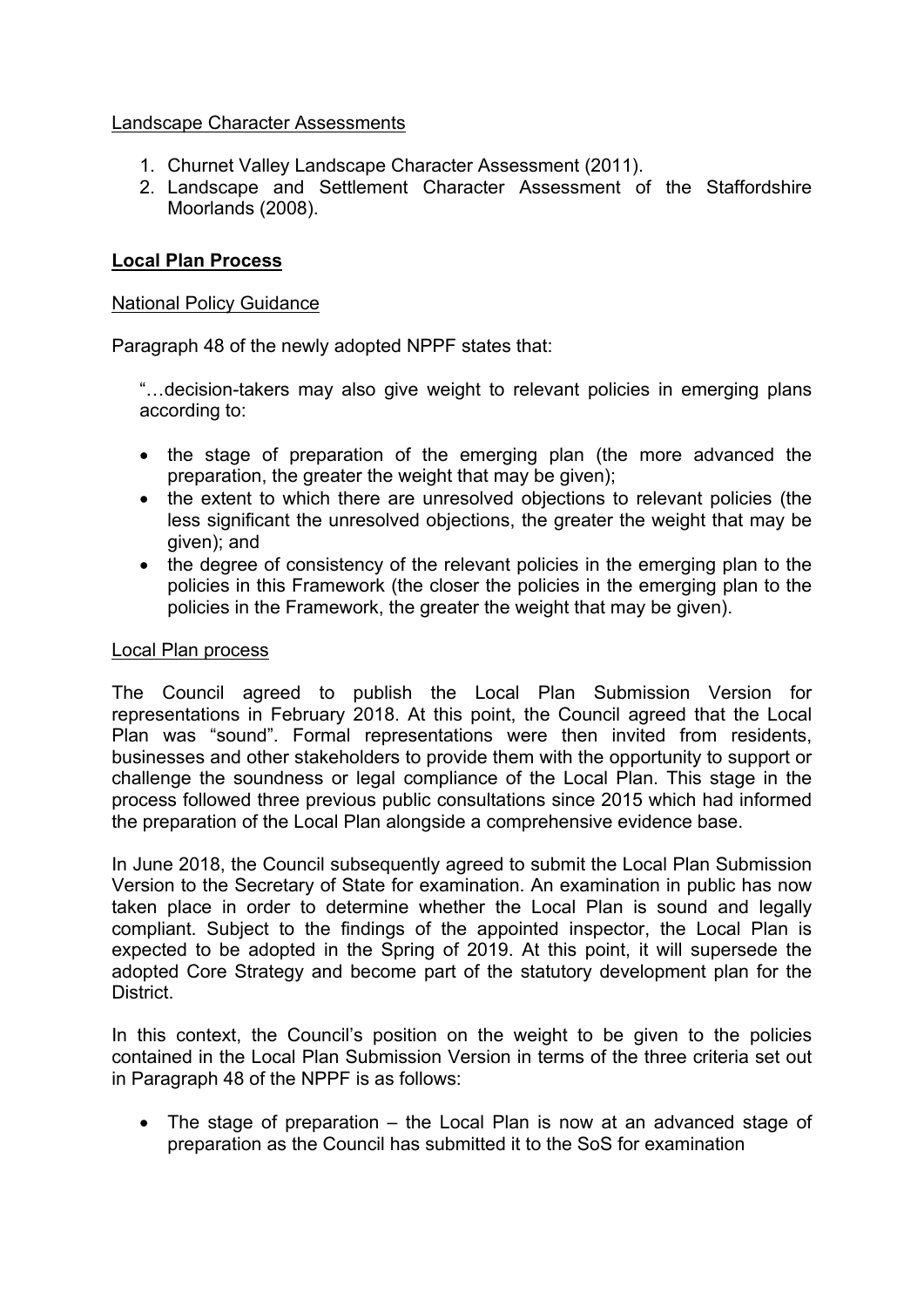Landscape Character Assessments

1. Churnet Valley Landscape Character Assessment (2011).
2. Landscape and Settlement Character Assessment of the Staffordshire Moorlands (2008).

## **Local Plan Process**

National Policy Guidance

Paragraph 48 of the newly adopted NPPF states that:

> "…decision-takers may also give weight to relevant policies in emerging plans according to:
>
> - the stage of preparation of the emerging plan (the more advanced the preparation, the greater the weight that may be given);
> - the extent to which there are unresolved objections to relevant policies (the less significant the unresolved objections, the greater the weight that may be given); and
> - the degree of consistency of the relevant policies in the emerging plan to the policies in this Framework (the closer the policies in the emerging plan to the policies in the Framework, the greater the weight that may be given).

Local Plan process

The Council agreed to publish the Local Plan Submission Version for representations in February 2018. At this point, the Council agreed that the Local Plan was "sound". Formal representations were then invited from residents, businesses and other stakeholders to provide them with the opportunity to support or challenge the soundness or legal compliance of the Local Plan. This stage in the process followed three previous public consultations since 2015 which had informed the preparation of the Local Plan alongside a comprehensive evidence base.

In June 2018, the Council subsequently agreed to submit the Local Plan Submission Version to the Secretary of State for examination. An examination in public has now taken place in order to determine whether the Local Plan is sound and legally compliant. Subject to the findings of the appointed inspector, the Local Plan is expected to be adopted in the Spring of 2019. At this point, it will supersede the adopted Core Strategy and become part of the statutory development plan for the District.

In this context, the Council's position on the weight to be given to the policies contained in the Local Plan Submission Version in terms of the three criteria set out in Paragraph 48 of the NPPF is as follows:

- The stage of preparation – the Local Plan is now at an advanced stage of preparation as the Council has submitted it to the SoS for examination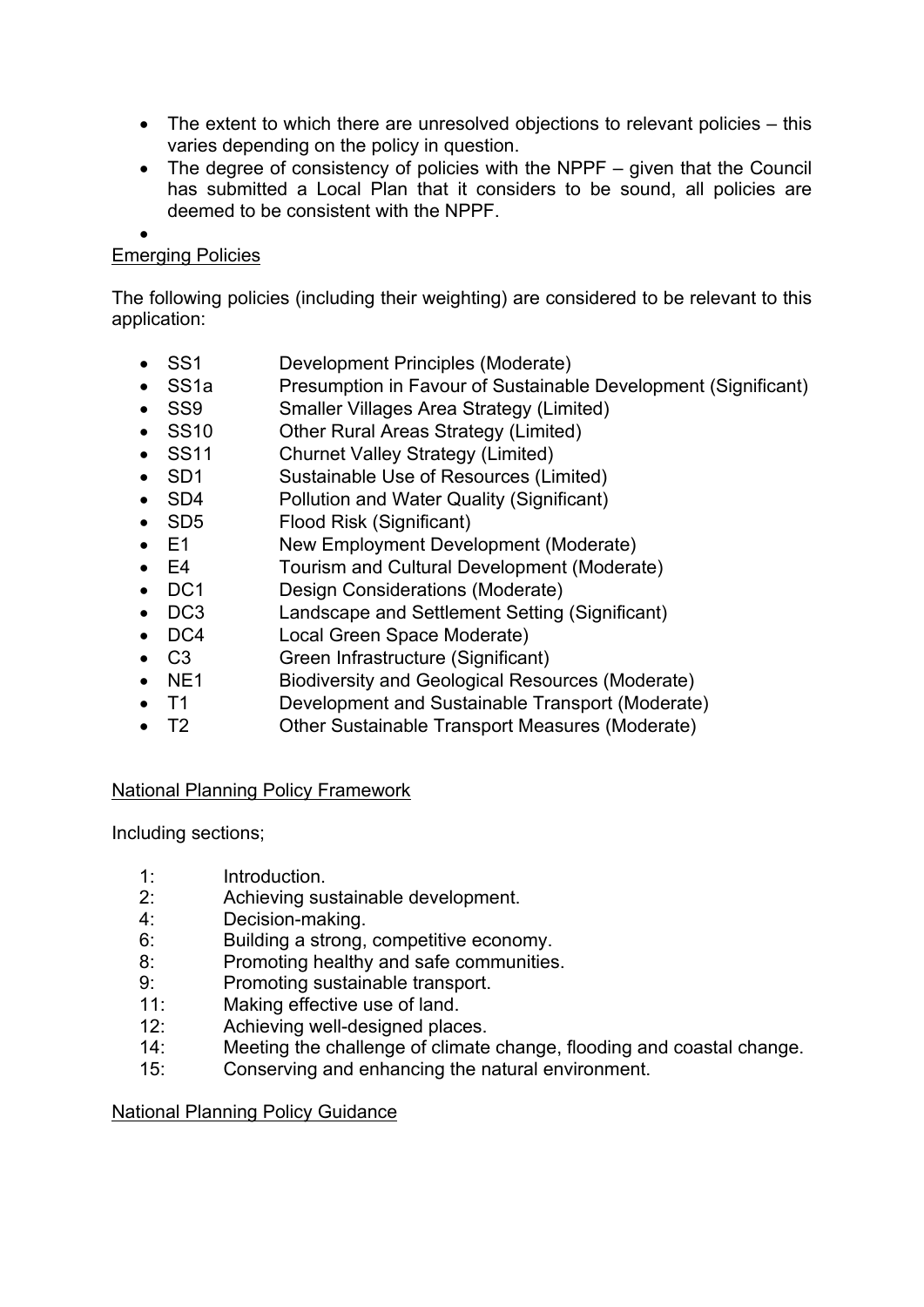- The extent to which there are unresolved objections to relevant policies – this varies depending on the policy in question.
- The degree of consistency of policies with the NPPF – given that the Council has submitted a Local Plan that it considers to be sound, all policies are deemed to be consistent with the NPPF.
-

Emerging Policies

The following policies (including their weighting) are considered to be relevant to this application:

- SS1 Development Principles (Moderate)
- SS1a Presumption in Favour of Sustainable Development (Significant)
- SS9 Smaller Villages Area Strategy (Limited)
- SS10 Other Rural Areas Strategy (Limited)
- SS11 Churnet Valley Strategy (Limited)
- SD1 Sustainable Use of Resources (Limited)
- SD4 Pollution and Water Quality (Significant)
- SD5 Flood Risk (Significant)
- E1 New Employment Development (Moderate)
- E4 Tourism and Cultural Development (Moderate)
- DC1 Design Considerations (Moderate)
- DC3 Landscape and Settlement Setting (Significant)
- DC4 Local Green Space Moderate)
- C3 Green Infrastructure (Significant)
- NE1 Biodiversity and Geological Resources (Moderate)
- T1 Development and Sustainable Transport (Moderate)
- T2 Other Sustainable Transport Measures (Moderate)

National Planning Policy Framework

Including sections;

1: Introduction.
2: Achieving sustainable development.
4: Decision-making.
6: Building a strong, competitive economy.
8: Promoting healthy and safe communities.
9: Promoting sustainable transport.
11: Making effective use of land.
12: Achieving well-designed places.
14: Meeting the challenge of climate change, flooding and coastal change.
15: Conserving and enhancing the natural environment.

National Planning Policy Guidance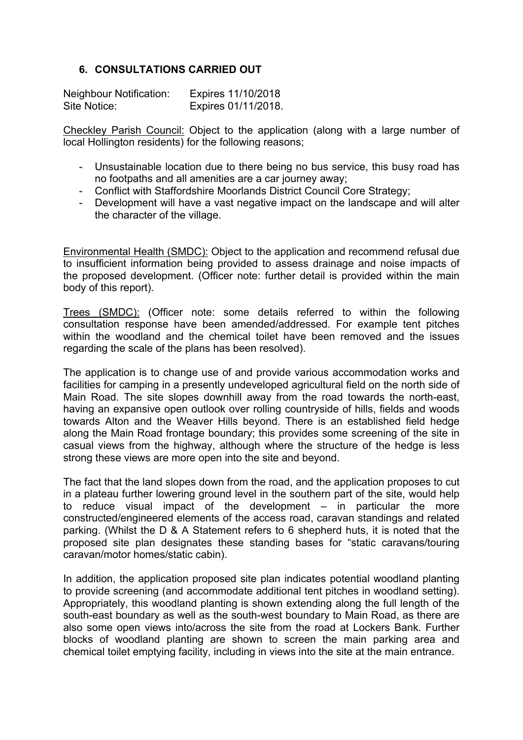## 6. CONSULTATIONS CARRIED OUT

| | |
|---|---|
| Neighbour Notification: | Expires 11/10/2018 |
| Site Notice: | Expires 01/11/2018. |

Checkley Parish Council: Object to the application (along with a large number of local Hollington residents) for the following reasons;

- Unsustainable location due to there being no bus service, this busy road has no footpaths and all amenities are a car journey away;
- Conflict with Staffordshire Moorlands District Council Core Strategy;
- Development will have a vast negative impact on the landscape and will alter the character of the village.

Environmental Health (SMDC): Object to the application and recommend refusal due to insufficient information being provided to assess drainage and noise impacts of the proposed development. (Officer note: further detail is provided within the main body of this report).

Trees (SMDC): (Officer note: some details referred to within the following consultation response have been amended/addressed. For example tent pitches within the woodland and the chemical toilet have been removed and the issues regarding the scale of the plans has been resolved).

The application is to change use of and provide various accommodation works and facilities for camping in a presently undeveloped agricultural field on the north side of Main Road. The site slopes downhill away from the road towards the north-east, having an expansive open outlook over rolling countryside of hills, fields and woods towards Alton and the Weaver Hills beyond. There is an established field hedge along the Main Road frontage boundary; this provides some screening of the site in casual views from the highway, although where the structure of the hedge is less strong these views are more open into the site and beyond.

The fact that the land slopes down from the road, and the application proposes to cut in a plateau further lowering ground level in the southern part of the site, would help to reduce visual impact of the development – in particular the more constructed/engineered elements of the access road, caravan standings and related parking. (Whilst the D & A Statement refers to 6 shepherd huts, it is noted that the proposed site plan designates these standing bases for "static caravans/touring caravan/motor homes/static cabin).

In addition, the application proposed site plan indicates potential woodland planting to provide screening (and accommodate additional tent pitches in woodland setting). Appropriately, this woodland planting is shown extending along the full length of the south-east boundary as well as the south-west boundary to Main Road, as there are also some open views into/across the site from the road at Lockers Bank. Further blocks of woodland planting are shown to screen the main parking area and chemical toilet emptying facility, including in views into the site at the main entrance.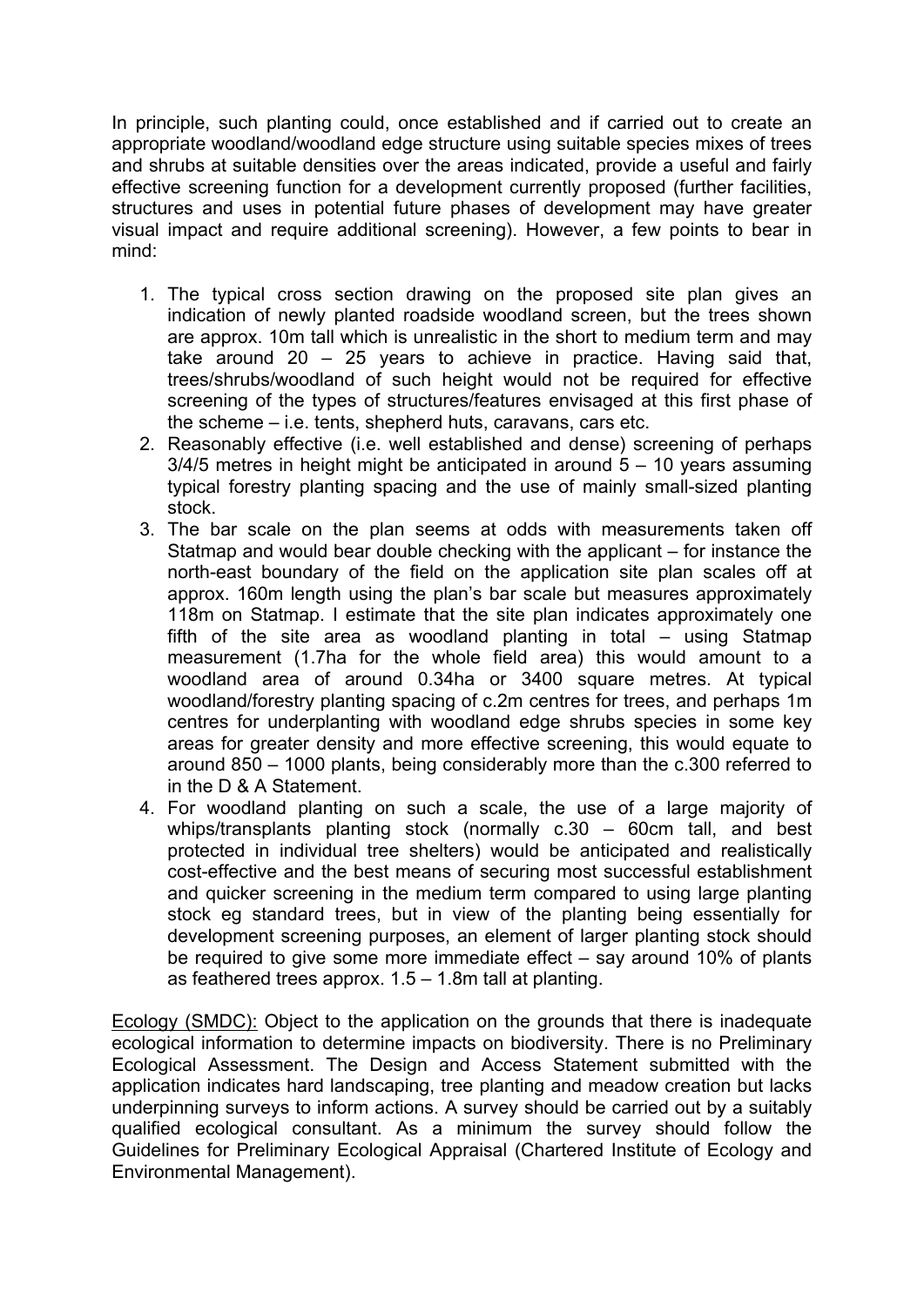In principle, such planting could, once established and if carried out to create an appropriate woodland/woodland edge structure using suitable species mixes of trees and shrubs at suitable densities over the areas indicated, provide a useful and fairly effective screening function for a development currently proposed (further facilities, structures and uses in potential future phases of development may have greater visual impact and require additional screening). However, a few points to bear in mind:

1. The typical cross section drawing on the proposed site plan gives an indication of newly planted roadside woodland screen, but the trees shown are approx. 10m tall which is unrealistic in the short to medium term and may take around 20 – 25 years to achieve in practice. Having said that, trees/shrubs/woodland of such height would not be required for effective screening of the types of structures/features envisaged at this first phase of the scheme – i.e. tents, shepherd huts, caravans, cars etc.
2. Reasonably effective (i.e. well established and dense) screening of perhaps 3/4/5 metres in height might be anticipated in around 5 – 10 years assuming typical forestry planting spacing and the use of mainly small-sized planting stock.
3. The bar scale on the plan seems at odds with measurements taken off Statmap and would bear double checking with the applicant – for instance the north-east boundary of the field on the application site plan scales off at approx. 160m length using the plan's bar scale but measures approximately 118m on Statmap. I estimate that the site plan indicates approximately one fifth of the site area as woodland planting in total – using Statmap measurement (1.7ha for the whole field area) this would amount to a woodland area of around 0.34ha or 3400 square metres. At typical woodland/forestry planting spacing of c.2m centres for trees, and perhaps 1m centres for underplanting with woodland edge shrubs species in some key areas for greater density and more effective screening, this would equate to around 850 – 1000 plants, being considerably more than the c.300 referred to in the D & A Statement.
4. For woodland planting on such a scale, the use of a large majority of whips/transplants planting stock (normally c.30 – 60cm tall, and best protected in individual tree shelters) would be anticipated and realistically cost-effective and the best means of securing most successful establishment and quicker screening in the medium term compared to using large planting stock eg standard trees, but in view of the planting being essentially for development screening purposes, an element of larger planting stock should be required to give some more immediate effect – say around 10% of plants as feathered trees approx. 1.5 – 1.8m tall at planting.

Ecology (SMDC): Object to the application on the grounds that there is inadequate ecological information to determine impacts on biodiversity. There is no Preliminary Ecological Assessment. The Design and Access Statement submitted with the application indicates hard landscaping, tree planting and meadow creation but lacks underpinning surveys to inform actions. A survey should be carried out by a suitably qualified ecological consultant. As a minimum the survey should follow the Guidelines for Preliminary Ecological Appraisal (Chartered Institute of Ecology and Environmental Management).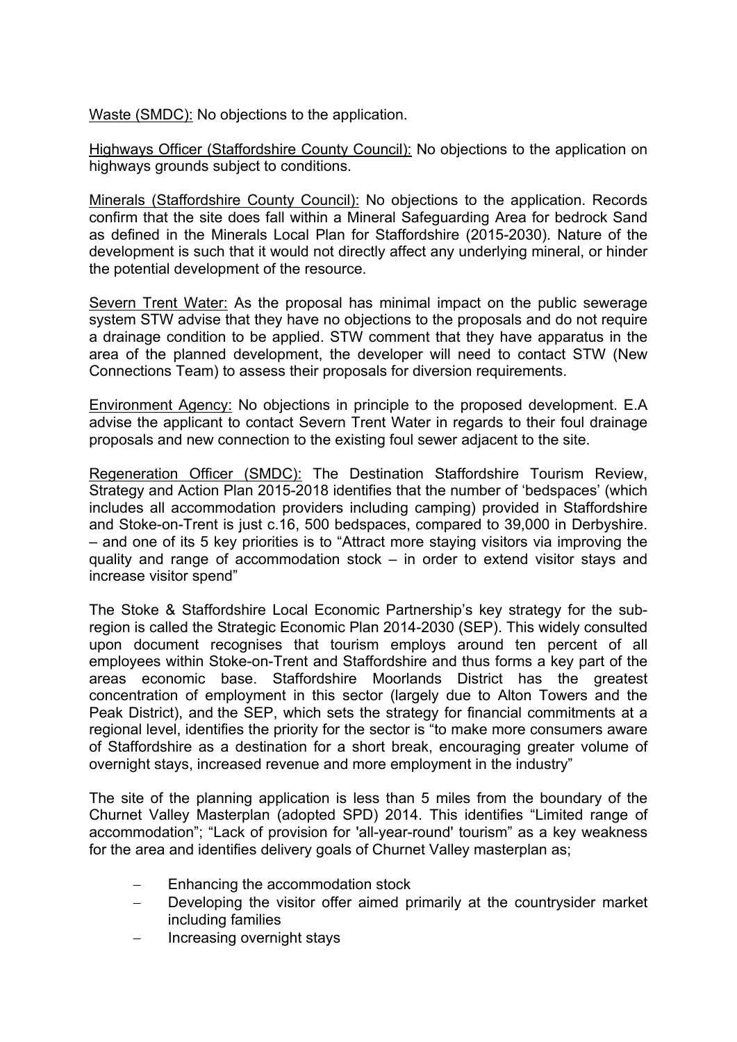Waste (SMDC): No objections to the application.

Highways Officer (Staffordshire County Council): No objections to the application on highways grounds subject to conditions.

Minerals (Staffordshire County Council): No objections to the application. Records confirm that the site does fall within a Mineral Safeguarding Area for bedrock Sand as defined in the Minerals Local Plan for Staffordshire (2015-2030). Nature of the development is such that it would not directly affect any underlying mineral, or hinder the potential development of the resource.

Severn Trent Water: As the proposal has minimal impact on the public sewerage system STW advise that they have no objections to the proposals and do not require a drainage condition to be applied. STW comment that they have apparatus in the area of the planned development, the developer will need to contact STW (New Connections Team) to assess their proposals for diversion requirements.

Environment Agency: No objections in principle to the proposed development. E.A advise the applicant to contact Severn Trent Water in regards to their foul drainage proposals and new connection to the existing foul sewer adjacent to the site.

Regeneration Officer (SMDC): The Destination Staffordshire Tourism Review, Strategy and Action Plan 2015-2018 identifies that the number of 'bedspaces' (which includes all accommodation providers including camping) provided in Staffordshire and Stoke-on-Trent is just c.16, 500 bedspaces, compared to 39,000 in Derbyshire. – and one of its 5 key priorities is to "Attract more staying visitors via improving the quality and range of accommodation stock – in order to extend visitor stays and increase visitor spend"

The Stoke & Staffordshire Local Economic Partnership's key strategy for the sub-region is called the Strategic Economic Plan 2014-2030 (SEP). This widely consulted upon document recognises that tourism employs around ten percent of all employees within Stoke-on-Trent and Staffordshire and thus forms a key part of the areas economic base. Staffordshire Moorlands District has the greatest concentration of employment in this sector (largely due to Alton Towers and the Peak District), and the SEP, which sets the strategy for financial commitments at a regional level, identifies the priority for the sector is "to make more consumers aware of Staffordshire as a destination for a short break, encouraging greater volume of overnight stays, increased revenue and more employment in the industry"

The site of the planning application is less than 5 miles from the boundary of the Churnet Valley Masterplan (adopted SPD) 2014. This identifies "Limited range of accommodation"; "Lack of provision for 'all-year-round' tourism" as a key weakness for the area and identifies delivery goals of Churnet Valley masterplan as;

- Enhancing the accommodation stock
- Developing the visitor offer aimed primarily at the countrysider market including families
- Increasing overnight stays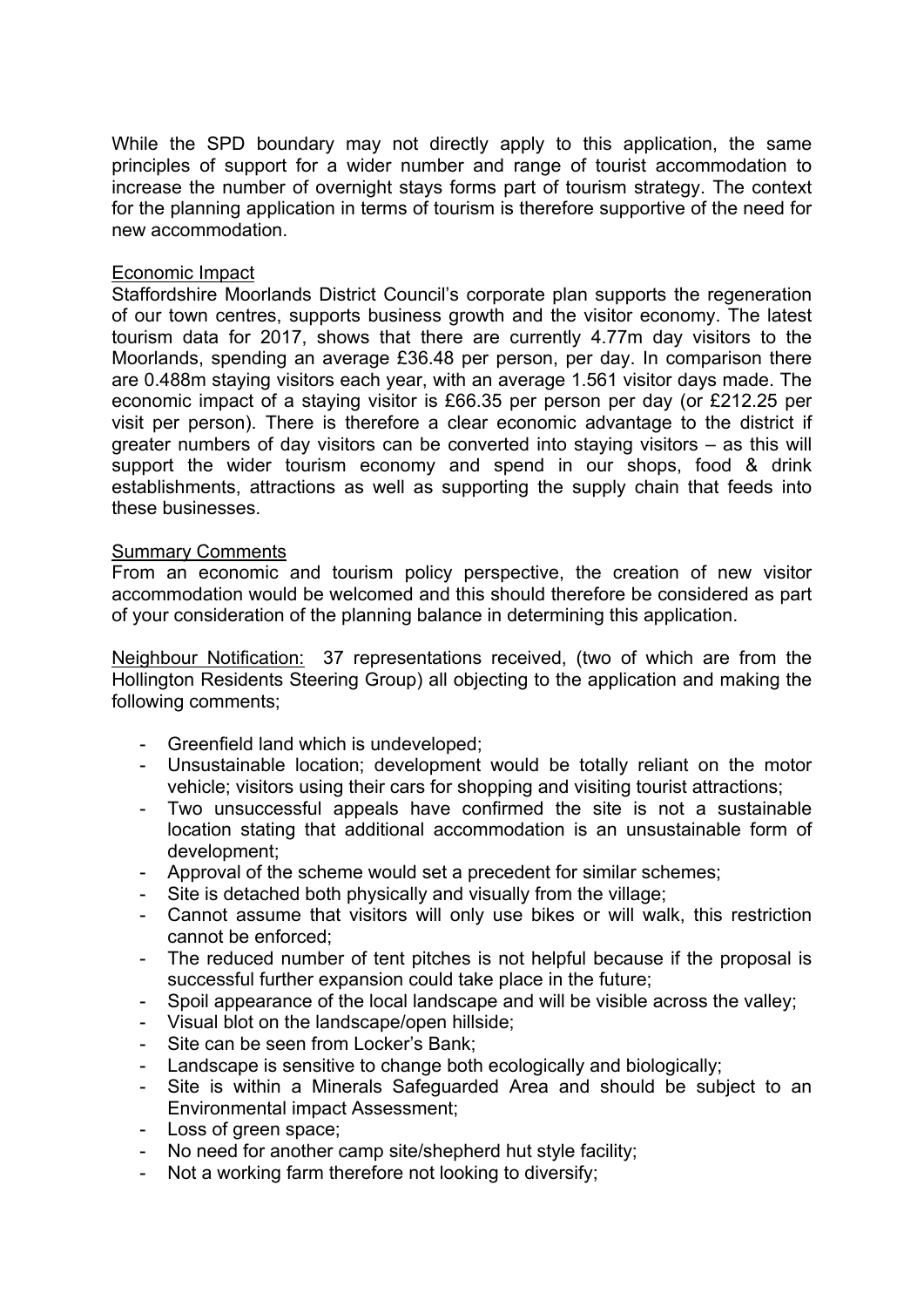While the SPD boundary may not directly apply to this application, the same principles of support for a wider number and range of tourist accommodation to increase the number of overnight stays forms part of tourism strategy. The context for the planning application in terms of tourism is therefore supportive of the need for new accommodation.

<u>Economic Impact</u>

Staffordshire Moorlands District Council's corporate plan supports the regeneration of our town centres, supports business growth and the visitor economy. The latest tourism data for 2017, shows that there are currently 4.77m day visitors to the Moorlands, spending an average £36.48 per person, per day. In comparison there are 0.488m staying visitors each year, with an average 1.561 visitor days made. The economic impact of a staying visitor is £66.35 per person per day (or £212.25 per visit per person). There is therefore a clear economic advantage to the district if greater numbers of day visitors can be converted into staying visitors – as this will support the wider tourism economy and spend in our shops, food & drink establishments, attractions as well as supporting the supply chain that feeds into these businesses.

<u>Summary Comments</u>

From an economic and tourism policy perspective, the creation of new visitor accommodation would be welcomed and this should therefore be considered as part of your consideration of the planning balance in determining this application.

<u>Neighbour Notification:</u> 37 representations received, (two of which are from the Hollington Residents Steering Group) all objecting to the application and making the following comments;

- Greenfield land which is undeveloped;
- Unsustainable location; development would be totally reliant on the motor vehicle; visitors using their cars for shopping and visiting tourist attractions;
- Two unsuccessful appeals have confirmed the site is not a sustainable location stating that additional accommodation is an unsustainable form of development;
- Approval of the scheme would set a precedent for similar schemes;
- Site is detached both physically and visually from the village;
- Cannot assume that visitors will only use bikes or will walk, this restriction cannot be enforced;
- The reduced number of tent pitches is not helpful because if the proposal is successful further expansion could take place in the future;
- Spoil appearance of the local landscape and will be visible across the valley;
- Visual blot on the landscape/open hillside;
- Site can be seen from Locker's Bank;
- Landscape is sensitive to change both ecologically and biologically;
- Site is within a Minerals Safeguarded Area and should be subject to an Environmental impact Assessment;
- Loss of green space;
- No need for another camp site/shepherd hut style facility;
- Not a working farm therefore not looking to diversify;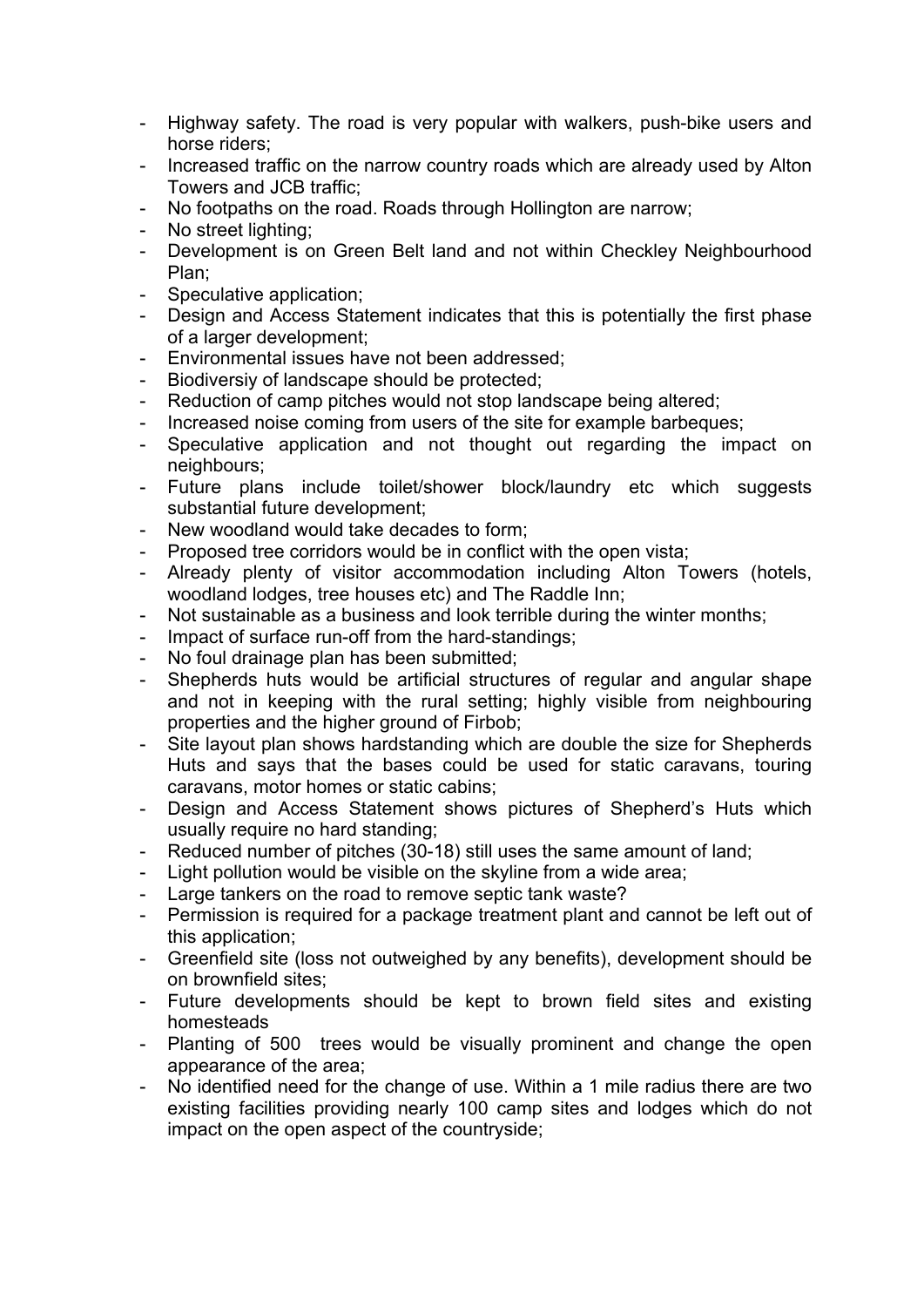- Highway safety. The road is very popular with walkers, push-bike users and horse riders;
- Increased traffic on the narrow country roads which are already used by Alton Towers and JCB traffic;
- No footpaths on the road. Roads through Hollington are narrow;
- No street lighting;
- Development is on Green Belt land and not within Checkley Neighbourhood Plan;
- Speculative application;
- Design and Access Statement indicates that this is potentially the first phase of a larger development;
- Environmental issues have not been addressed;
- Biodiversiy of landscape should be protected;
- Reduction of camp pitches would not stop landscape being altered;
- Increased noise coming from users of the site for example barbeques;
- Speculative application and not thought out regarding the impact on neighbours;
- Future plans include toilet/shower block/laundry etc which suggests substantial future development;
- New woodland would take decades to form;
- Proposed tree corridors would be in conflict with the open vista;
- Already plenty of visitor accommodation including Alton Towers (hotels, woodland lodges, tree houses etc) and The Raddle Inn;
- Not sustainable as a business and look terrible during the winter months;
- Impact of surface run-off from the hard-standings;
- No foul drainage plan has been submitted;
- Shepherds huts would be artificial structures of regular and angular shape and not in keeping with the rural setting; highly visible from neighbouring properties and the higher ground of Firbob;
- Site layout plan shows hardstanding which are double the size for Shepherds Huts and says that the bases could be used for static caravans, touring caravans, motor homes or static cabins;
- Design and Access Statement shows pictures of Shepherd's Huts which usually require no hard standing;
- Reduced number of pitches (30-18) still uses the same amount of land;
- Light pollution would be visible on the skyline from a wide area;
- Large tankers on the road to remove septic tank waste?
- Permission is required for a package treatment plant and cannot be left out of this application;
- Greenfield site (loss not outweighed by any benefits), development should be on brownfield sites;
- Future developments should be kept to brown field sites and existing homesteads
- Planting of 500 trees would be visually prominent and change the open appearance of the area;
- No identified need for the change of use. Within a 1 mile radius there are two existing facilities providing nearly 100 camp sites and lodges which do not impact on the open aspect of the countryside;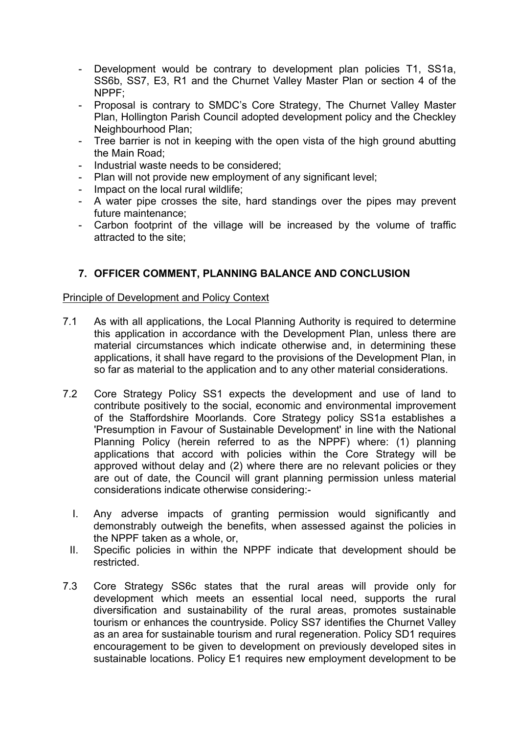- Development would be contrary to development plan policies T1, SS1a, SS6b, SS7, E3, R1 and the Churnet Valley Master Plan or section 4 of the NPPF;
- Proposal is contrary to SMDC's Core Strategy, The Churnet Valley Master Plan, Hollington Parish Council adopted development policy and the Checkley Neighbourhood Plan;
- Tree barrier is not in keeping with the open vista of the high ground abutting the Main Road;
- Industrial waste needs to be considered;
- Plan will not provide new employment of any significant level;
- Impact on the local rural wildlife;
- A water pipe crosses the site, hard standings over the pipes may prevent future maintenance;
- Carbon footprint of the village will be increased by the volume of traffic attracted to the site;

## 7. OFFICER COMMENT, PLANNING BALANCE AND CONCLUSION

Principle of Development and Policy Context

7.1 As with all applications, the Local Planning Authority is required to determine this application in accordance with the Development Plan, unless there are material circumstances which indicate otherwise and, in determining these applications, it shall have regard to the provisions of the Development Plan, in so far as material to the application and to any other material considerations.

7.2 Core Strategy Policy SS1 expects the development and use of land to contribute positively to the social, economic and environmental improvement of the Staffordshire Moorlands. Core Strategy policy SS1a establishes a 'Presumption in Favour of Sustainable Development' in line with the National Planning Policy (herein referred to as the NPPF) where: (1) planning applications that accord with policies within the Core Strategy will be approved without delay and (2) where there are no relevant policies or they are out of date, the Council will grant planning permission unless material considerations indicate otherwise considering:-

I. Any adverse impacts of granting permission would significantly and demonstrably outweigh the benefits, when assessed against the policies in the NPPF taken as a whole, or,

II. Specific policies in within the NPPF indicate that development should be restricted.

7.3 Core Strategy SS6c states that the rural areas will provide only for development which meets an essential local need, supports the rural diversification and sustainability of the rural areas, promotes sustainable tourism or enhances the countryside. Policy SS7 identifies the Churnet Valley as an area for sustainable tourism and rural regeneration. Policy SD1 requires encouragement to be given to development on previously developed sites in sustainable locations. Policy E1 requires new employment development to be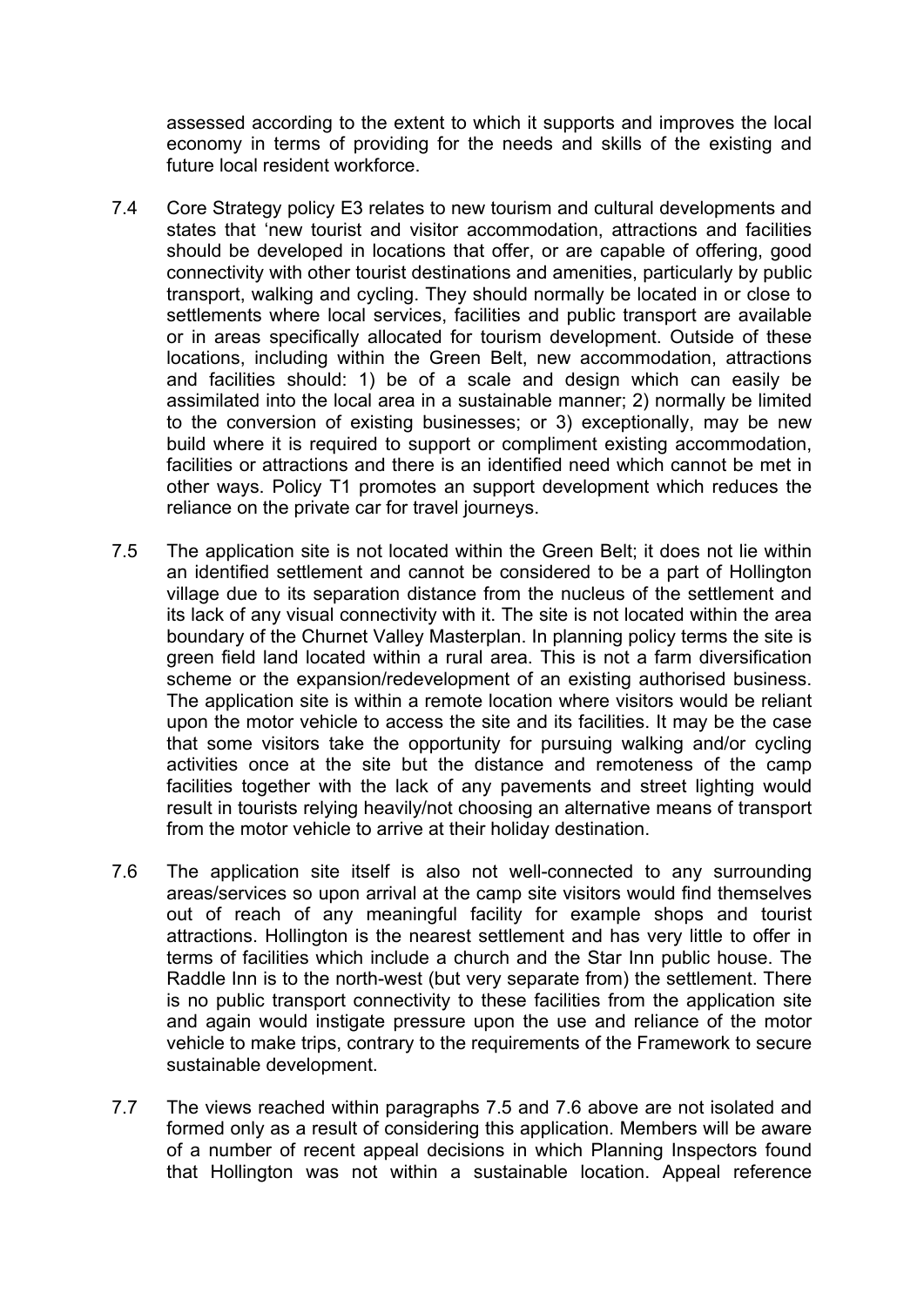assessed according to the extent to which it supports and improves the local economy in terms of providing for the needs and skills of the existing and future local resident workforce.

7.4 Core Strategy policy E3 relates to new tourism and cultural developments and states that 'new tourist and visitor accommodation, attractions and facilities should be developed in locations that offer, or are capable of offering, good connectivity with other tourist destinations and amenities, particularly by public transport, walking and cycling. They should normally be located in or close to settlements where local services, facilities and public transport are available or in areas specifically allocated for tourism development. Outside of these locations, including within the Green Belt, new accommodation, attractions and facilities should: 1) be of a scale and design which can easily be assimilated into the local area in a sustainable manner; 2) normally be limited to the conversion of existing businesses; or 3) exceptionally, may be new build where it is required to support or compliment existing accommodation, facilities or attractions and there is an identified need which cannot be met in other ways. Policy T1 promotes an support development which reduces the reliance on the private car for travel journeys.

7.5 The application site is not located within the Green Belt; it does not lie within an identified settlement and cannot be considered to be a part of Hollington village due to its separation distance from the nucleus of the settlement and its lack of any visual connectivity with it. The site is not located within the area boundary of the Churnet Valley Masterplan. In planning policy terms the site is green field land located within a rural area. This is not a farm diversification scheme or the expansion/redevelopment of an existing authorised business. The application site is within a remote location where visitors would be reliant upon the motor vehicle to access the site and its facilities. It may be the case that some visitors take the opportunity for pursuing walking and/or cycling activities once at the site but the distance and remoteness of the camp facilities together with the lack of any pavements and street lighting would result in tourists relying heavily/not choosing an alternative means of transport from the motor vehicle to arrive at their holiday destination.

7.6 The application site itself is also not well-connected to any surrounding areas/services so upon arrival at the camp site visitors would find themselves out of reach of any meaningful facility for example shops and tourist attractions. Hollington is the nearest settlement and has very little to offer in terms of facilities which include a church and the Star Inn public house. The Raddle Inn is to the north-west (but very separate from) the settlement. There is no public transport connectivity to these facilities from the application site and again would instigate pressure upon the use and reliance of the motor vehicle to make trips, contrary to the requirements of the Framework to secure sustainable development.

7.7 The views reached within paragraphs 7.5 and 7.6 above are not isolated and formed only as a result of considering this application. Members will be aware of a number of recent appeal decisions in which Planning Inspectors found that Hollington was not within a sustainable location. Appeal reference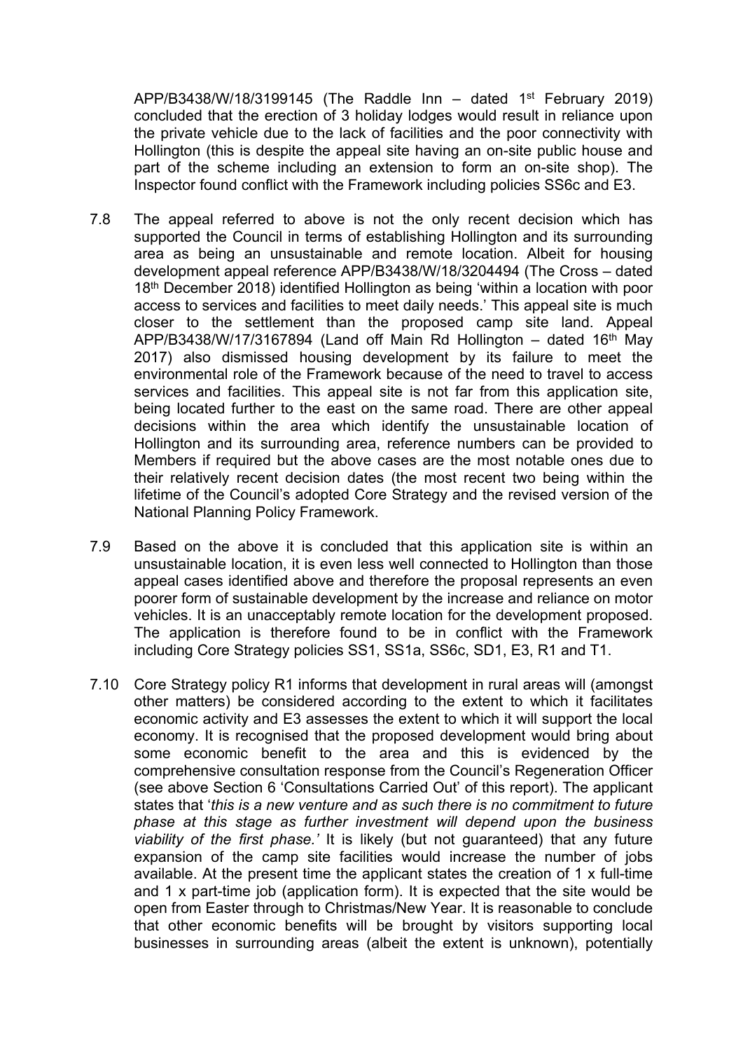APP/B3438/W/18/3199145 (The Raddle Inn – dated 1st February 2019) concluded that the erection of 3 holiday lodges would result in reliance upon the private vehicle due to the lack of facilities and the poor connectivity with Hollington (this is despite the appeal site having an on-site public house and part of the scheme including an extension to form an on-site shop). The Inspector found conflict with the Framework including policies SS6c and E3.

7.8 The appeal referred to above is not the only recent decision which has supported the Council in terms of establishing Hollington and its surrounding area as being an unsustainable and remote location. Albeit for housing development appeal reference APP/B3438/W/18/3204494 (The Cross – dated 18th December 2018) identified Hollington as being 'within a location with poor access to services and facilities to meet daily needs.' This appeal site is much closer to the settlement than the proposed camp site land. Appeal APP/B3438/W/17/3167894 (Land off Main Rd Hollington – dated 16th May 2017) also dismissed housing development by its failure to meet the environmental role of the Framework because of the need to travel to access services and facilities. This appeal site is not far from this application site, being located further to the east on the same road. There are other appeal decisions within the area which identify the unsustainable location of Hollington and its surrounding area, reference numbers can be provided to Members if required but the above cases are the most notable ones due to their relatively recent decision dates (the most recent two being within the lifetime of the Council's adopted Core Strategy and the revised version of the National Planning Policy Framework.

7.9 Based on the above it is concluded that this application site is within an unsustainable location, it is even less well connected to Hollington than those appeal cases identified above and therefore the proposal represents an even poorer form of sustainable development by the increase and reliance on motor vehicles. It is an unacceptably remote location for the development proposed. The application is therefore found to be in conflict with the Framework including Core Strategy policies SS1, SS1a, SS6c, SD1, E3, R1 and T1.

7.10 Core Strategy policy R1 informs that development in rural areas will (amongst other matters) be considered according to the extent to which it facilitates economic activity and E3 assesses the extent to which it will support the local economy. It is recognised that the proposed development would bring about some economic benefit to the area and this is evidenced by the comprehensive consultation response from the Council's Regeneration Officer (see above Section 6 'Consultations Carried Out' of this report). The applicant states that '*this is a new venture and as such there is no commitment to future phase at this stage as further investment will depend upon the business viability of the first phase.*' It is likely (but not guaranteed) that any future expansion of the camp site facilities would increase the number of jobs available. At the present time the applicant states the creation of 1 x full-time and 1 x part-time job (application form). It is expected that the site would be open from Easter through to Christmas/New Year. It is reasonable to conclude that other economic benefits will be brought by visitors supporting local businesses in surrounding areas (albeit the extent is unknown), potentially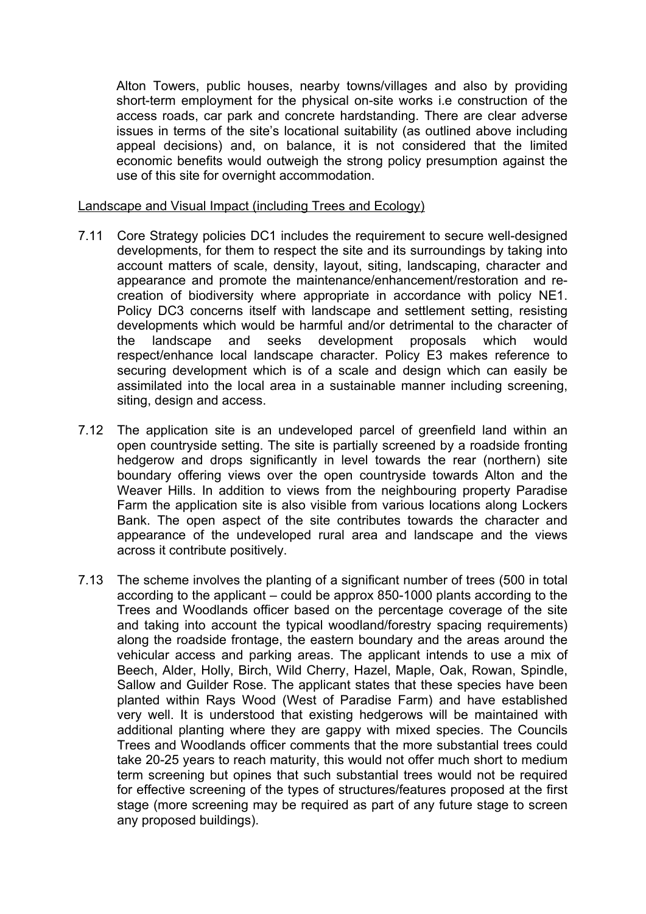Alton Towers, public houses, nearby towns/villages and also by providing short-term employment for the physical on-site works i.e construction of the access roads, car park and concrete hardstanding. There are clear adverse issues in terms of the site's locational suitability (as outlined above including appeal decisions) and, on balance, it is not considered that the limited economic benefits would outweigh the strong policy presumption against the use of this site for overnight accommodation.

<u>Landscape and Visual Impact (including Trees and Ecology)</u>

7.11 Core Strategy policies DC1 includes the requirement to secure well-designed developments, for them to respect the site and its surroundings by taking into account matters of scale, density, layout, siting, landscaping, character and appearance and promote the maintenance/enhancement/restoration and re-creation of biodiversity where appropriate in accordance with policy NE1. Policy DC3 concerns itself with landscape and settlement setting, resisting developments which would be harmful and/or detrimental to the character of the landscape and seeks development proposals which would respect/enhance local landscape character. Policy E3 makes reference to securing development which is of a scale and design which can easily be assimilated into the local area in a sustainable manner including screening, siting, design and access.

7.12 The application site is an undeveloped parcel of greenfield land within an open countryside setting. The site is partially screened by a roadside fronting hedgerow and drops significantly in level towards the rear (northern) site boundary offering views over the open countryside towards Alton and the Weaver Hills. In addition to views from the neighbouring property Paradise Farm the application site is also visible from various locations along Lockers Bank. The open aspect of the site contributes towards the character and appearance of the undeveloped rural area and landscape and the views across it contribute positively.

7.13 The scheme involves the planting of a significant number of trees (500 in total according to the applicant – could be approx 850-1000 plants according to the Trees and Woodlands officer based on the percentage coverage of the site and taking into account the typical woodland/forestry spacing requirements) along the roadside frontage, the eastern boundary and the areas around the vehicular access and parking areas. The applicant intends to use a mix of Beech, Alder, Holly, Birch, Wild Cherry, Hazel, Maple, Oak, Rowan, Spindle, Sallow and Guilder Rose. The applicant states that these species have been planted within Rays Wood (West of Paradise Farm) and have established very well. It is understood that existing hedgerows will be maintained with additional planting where they are gappy with mixed species. The Councils Trees and Woodlands officer comments that the more substantial trees could take 20-25 years to reach maturity, this would not offer much short to medium term screening but opines that such substantial trees would not be required for effective screening of the types of structures/features proposed at the first stage (more screening may be required as part of any future stage to screen any proposed buildings).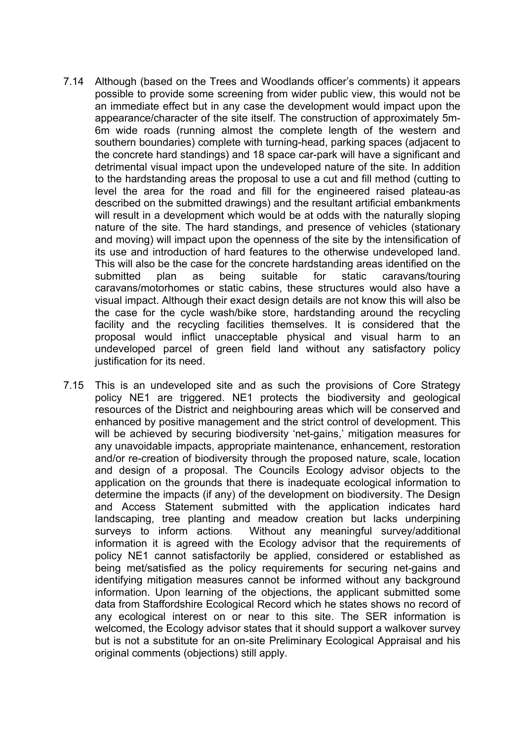7.14 Although (based on the Trees and Woodlands officer's comments) it appears possible to provide some screening from wider public view, this would not be an immediate effect but in any case the development would impact upon the appearance/character of the site itself. The construction of approximately 5m-6m wide roads (running almost the complete length of the western and southern boundaries) complete with turning-head, parking spaces (adjacent to the concrete hard standings) and 18 space car-park will have a significant and detrimental visual impact upon the undeveloped nature of the site. In addition to the hardstanding areas the proposal to use a cut and fill method (cutting to level the area for the road and fill for the engineered raised plateau-as described on the submitted drawings) and the resultant artificial embankments will result in a development which would be at odds with the naturally sloping nature of the site. The hard standings, and presence of vehicles (stationary and moving) will impact upon the openness of the site by the intensification of its use and introduction of hard features to the otherwise undeveloped land. This will also be the case for the concrete hardstanding areas identified on the submitted plan as being suitable for static caravans/touring caravans/motorhomes or static cabins, these structures would also have a visual impact. Although their exact design details are not know this will also be the case for the cycle wash/bike store, hardstanding around the recycling facility and the recycling facilities themselves. It is considered that the proposal would inflict unacceptable physical and visual harm to an undeveloped parcel of green field land without any satisfactory policy justification for its need.

7.15 This is an undeveloped site and as such the provisions of Core Strategy policy NE1 are triggered. NE1 protects the biodiversity and geological resources of the District and neighbouring areas which will be conserved and enhanced by positive management and the strict control of development. This will be achieved by securing biodiversity 'net-gains,' mitigation measures for any unavoidable impacts, appropriate maintenance, enhancement, restoration and/or re-creation of biodiversity through the proposed nature, scale, location and design of a proposal. The Councils Ecology advisor objects to the application on the grounds that there is inadequate ecological information to determine the impacts (if any) of the development on biodiversity. The Design and Access Statement submitted with the application indicates hard landscaping, tree planting and meadow creation but lacks underpining surveys to inform actions. Without any meaningful survey/additional information it is agreed with the Ecology advisor that the requirements of policy NE1 cannot satisfactorily be applied, considered or established as being met/satisfied as the policy requirements for securing net-gains and identifying mitigation measures cannot be informed without any background information. Upon learning of the objections, the applicant submitted some data from Staffordshire Ecological Record which he states shows no record of any ecological interest on or near to this site. The SER information is welcomed, the Ecology advisor states that it should support a walkover survey but is not a substitute for an on-site Preliminary Ecological Appraisal and his original comments (objections) still apply.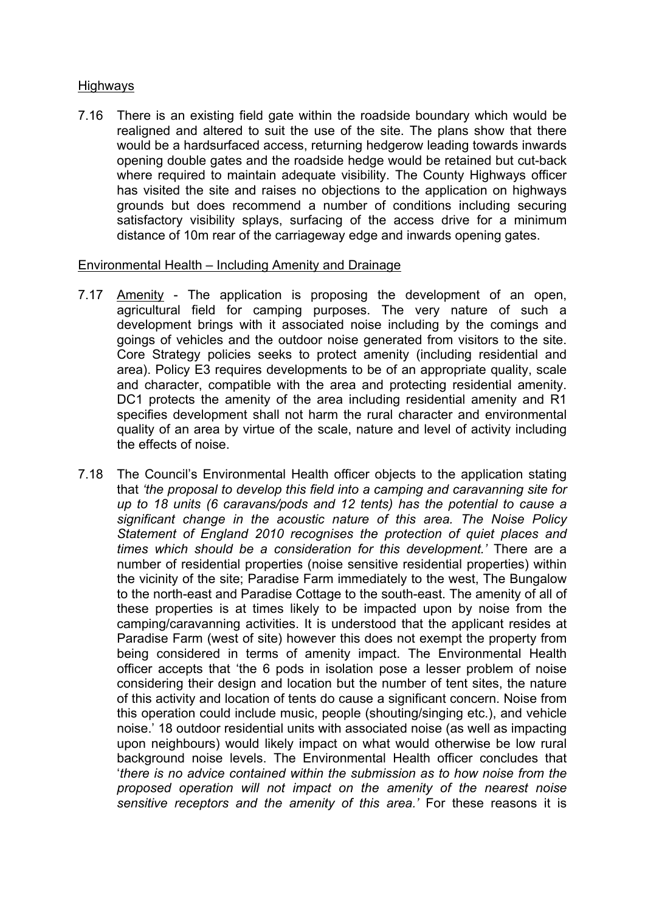<u>Highways</u>

7.16 There is an existing field gate within the roadside boundary which would be realigned and altered to suit the use of the site. The plans show that there would be a hardsurfaced access, returning hedgerow leading towards inwards opening double gates and the roadside hedge would be retained but cut-back where required to maintain adequate visibility. The County Highways officer has visited the site and raises no objections to the application on highways grounds but does recommend a number of conditions including securing satisfactory visibility splays, surfacing of the access drive for a minimum distance of 10m rear of the carriageway edge and inwards opening gates.

<u>Environmental Health – Including Amenity and Drainage</u>

7.17 <u>Amenity</u> - The application is proposing the development of an open, agricultural field for camping purposes. The very nature of such a development brings with it associated noise including by the comings and goings of vehicles and the outdoor noise generated from visitors to the site. Core Strategy policies seeks to protect amenity (including residential and area). Policy E3 requires developments to be of an appropriate quality, scale and character, compatible with the area and protecting residential amenity. DC1 protects the amenity of the area including residential amenity and R1 specifies development shall not harm the rural character and environmental quality of an area by virtue of the scale, nature and level of activity including the effects of noise.

7.18 The Council's Environmental Health officer objects to the application stating that *'the proposal to develop this field into a camping and caravanning site for up to 18 units (6 caravans/pods and 12 tents) has the potential to cause a significant change in the acoustic nature of this area. The Noise Policy Statement of England 2010 recognises the protection of quiet places and times which should be a consideration for this development.'* There are a number of residential properties (noise sensitive residential properties) within the vicinity of the site; Paradise Farm immediately to the west, The Bungalow to the north-east and Paradise Cottage to the south-east. The amenity of all of these properties is at times likely to be impacted upon by noise from the camping/caravanning activities. It is understood that the applicant resides at Paradise Farm (west of site) however this does not exempt the property from being considered in terms of amenity impact. The Environmental Health officer accepts that 'the 6 pods in isolation pose a lesser problem of noise considering their design and location but the number of tent sites, the nature of this activity and location of tents do cause a significant concern. Noise from this operation could include music, people (shouting/singing etc.), and vehicle noise.' 18 outdoor residential units with associated noise (as well as impacting upon neighbours) would likely impact on what would otherwise be low rural background noise levels. The Environmental Health officer concludes that '*there is no advice contained within the submission as to how noise from the proposed operation will not impact on the amenity of the nearest noise sensitive receptors and the amenity of this area.'* For these reasons it is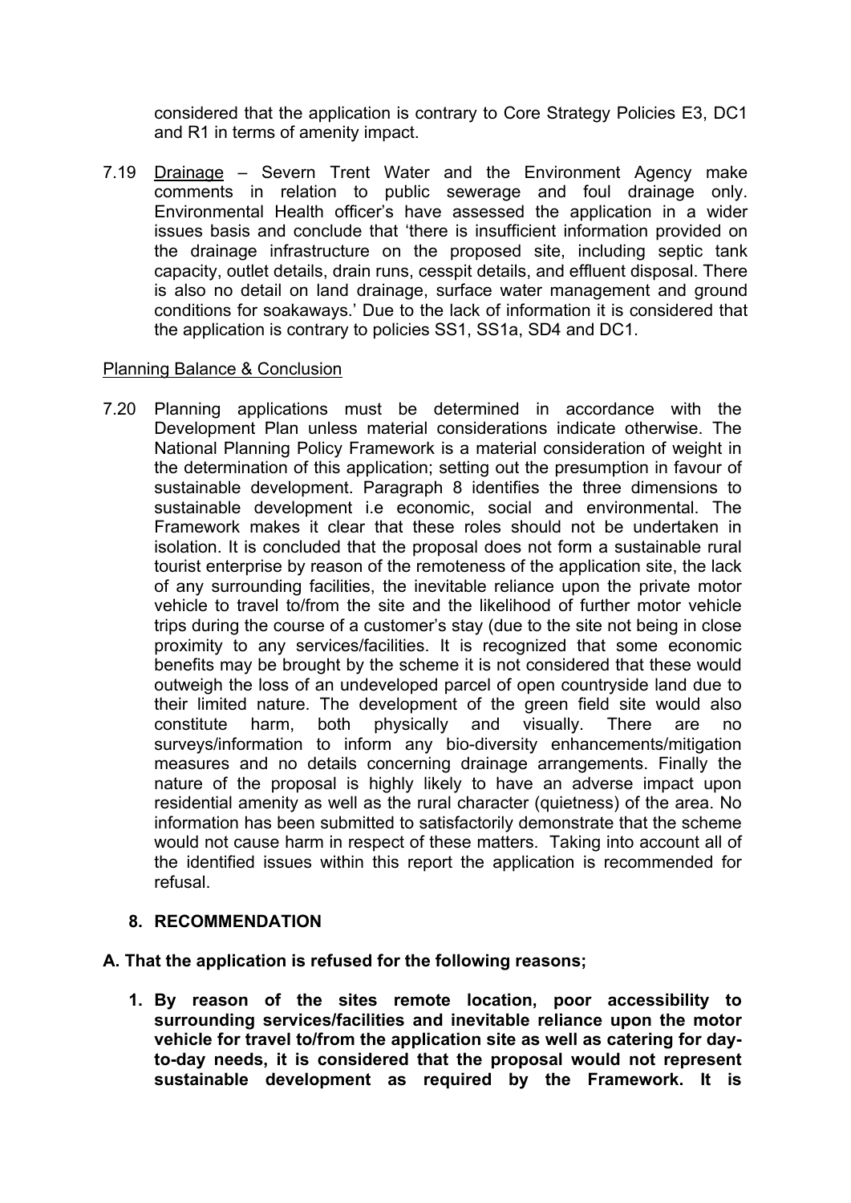considered that the application is contrary to Core Strategy Policies E3, DC1 and R1 in terms of amenity impact.

7.19 <u>Drainage</u> – Severn Trent Water and the Environment Agency make comments in relation to public sewerage and foul drainage only. Environmental Health officer's have assessed the application in a wider issues basis and conclude that 'there is insufficient information provided on the drainage infrastructure on the proposed site, including septic tank capacity, outlet details, drain runs, cesspit details, and effluent disposal. There is also no detail on land drainage, surface water management and ground conditions for soakaways.' Due to the lack of information it is considered that the application is contrary to policies SS1, SS1a, SD4 and DC1.

<u>Planning Balance & Conclusion</u>

7.20 Planning applications must be determined in accordance with the Development Plan unless material considerations indicate otherwise. The National Planning Policy Framework is a material consideration of weight in the determination of this application; setting out the presumption in favour of sustainable development. Paragraph 8 identifies the three dimensions to sustainable development i.e economic, social and environmental. The Framework makes it clear that these roles should not be undertaken in isolation. It is concluded that the proposal does not form a sustainable rural tourist enterprise by reason of the remoteness of the application site, the lack of any surrounding facilities, the inevitable reliance upon the private motor vehicle to travel to/from the site and the likelihood of further motor vehicle trips during the course of a customer's stay (due to the site not being in close proximity to any services/facilities. It is recognized that some economic benefits may be brought by the scheme it is not considered that these would outweigh the loss of an undeveloped parcel of open countryside land due to their limited nature. The development of the green field site would also constitute harm, both physically and visually. There are no surveys/information to inform any bio-diversity enhancements/mitigation measures and no details concerning drainage arrangements. Finally the nature of the proposal is highly likely to have an adverse impact upon residential amenity as well as the rural character (quietness) of the area. No information has been submitted to satisfactorily demonstrate that the scheme would not cause harm in respect of these matters. Taking into account all of the identified issues within this report the application is recommended for refusal.

## 8. RECOMMENDATION

**A. That the application is refused for the following reasons;**

1. **By reason of the sites remote location, poor accessibility to surrounding services/facilities and inevitable reliance upon the motor vehicle for travel to/from the application site as well as catering for day-to-day needs, it is considered that the proposal would not represent sustainable development as required by the Framework. It is**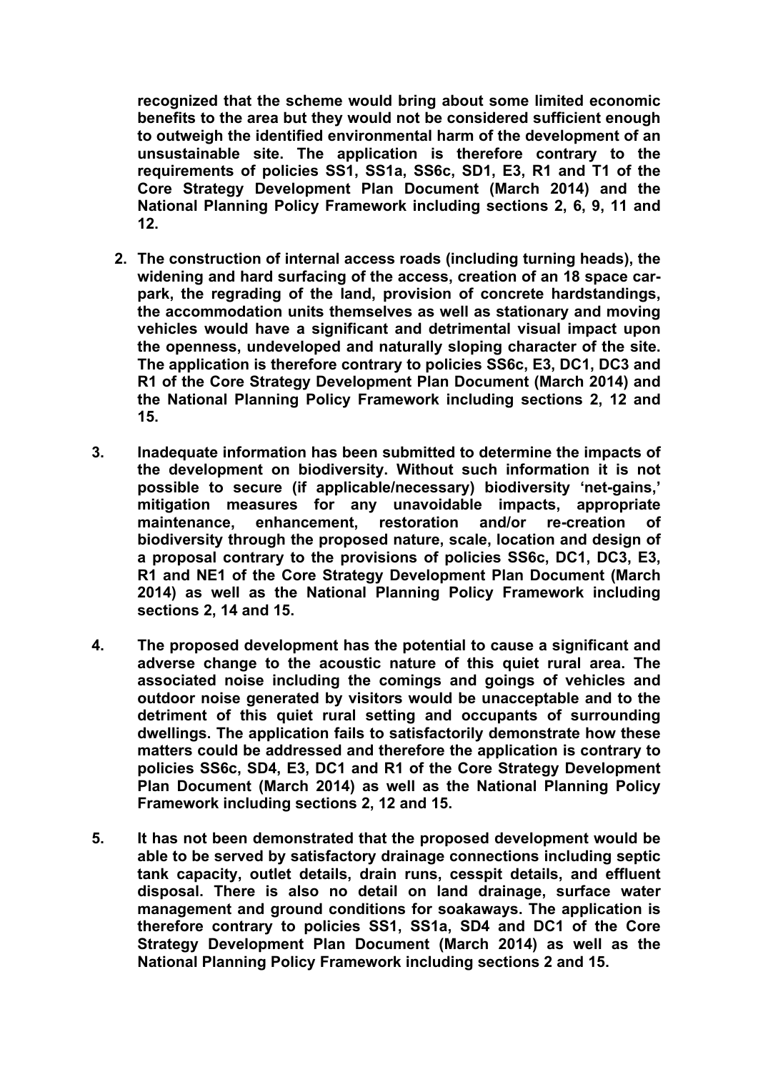**recognized that the scheme would bring about some limited economic benefits to the area but they would not be considered sufficient enough to outweigh the identified environmental harm of the development of an unsustainable site. The application is therefore contrary to the requirements of policies SS1, SS1a, SS6c, SD1, E3, R1 and T1 of the Core Strategy Development Plan Document (March 2014) and the National Planning Policy Framework including sections 2, 6, 9, 11 and 12.**

2. **The construction of internal access roads (including turning heads), the widening and hard surfacing of the access, creation of an 18 space car-park, the regrading of the land, provision of concrete hardstandings, the accommodation units themselves as well as stationary and moving vehicles would have a significant and detrimental visual impact upon the openness, undeveloped and naturally sloping character of the site. The application is therefore contrary to policies SS6c, E3, DC1, DC3 and R1 of the Core Strategy Development Plan Document (March 2014) and the National Planning Policy Framework including sections 2, 12 and 15.**

3. **Inadequate information has been submitted to determine the impacts of the development on biodiversity. Without such information it is not possible to secure (if applicable/necessary) biodiversity 'net-gains,' mitigation measures for any unavoidable impacts, appropriate maintenance, enhancement, restoration and/or re-creation of biodiversity through the proposed nature, scale, location and design of a proposal contrary to the provisions of policies SS6c, DC1, DC3, E3, R1 and NE1 of the Core Strategy Development Plan Document (March 2014) as well as the National Planning Policy Framework including sections 2, 14 and 15.**

4. **The proposed development has the potential to cause a significant and adverse change to the acoustic nature of this quiet rural area. The associated noise including the comings and goings of vehicles and outdoor noise generated by visitors would be unacceptable and to the detriment of this quiet rural setting and occupants of surrounding dwellings. The application fails to satisfactorily demonstrate how these matters could be addressed and therefore the application is contrary to policies SS6c, SD4, E3, DC1 and R1 of the Core Strategy Development Plan Document (March 2014) as well as the National Planning Policy Framework including sections 2, 12 and 15.**

5. **It has not been demonstrated that the proposed development would be able to be served by satisfactory drainage connections including septic tank capacity, outlet details, drain runs, cesspit details, and effluent disposal. There is also no detail on land drainage, surface water management and ground conditions for soakaways. The application is therefore contrary to policies SS1, SS1a, SD4 and DC1 of the Core Strategy Development Plan Document (March 2014) as well as the National Planning Policy Framework including sections 2 and 15.**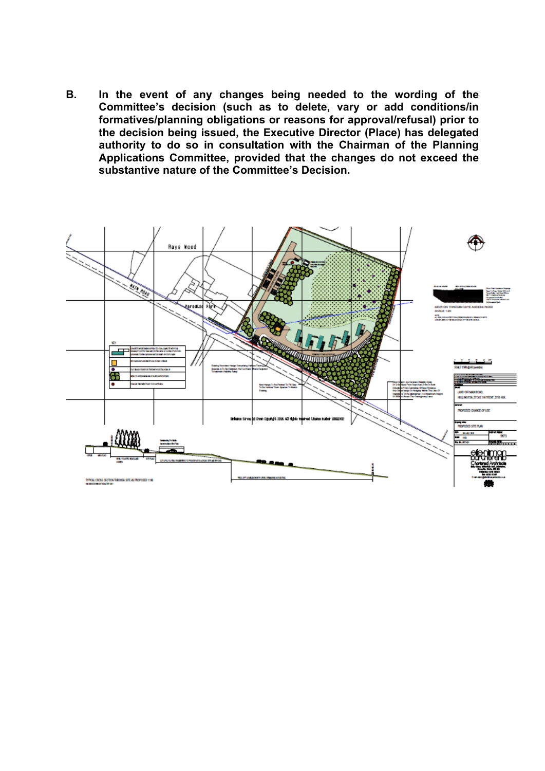**B. In the event of any changes being needed to the wording of the Committee's decision (such as to delete, vary or add conditions/informatives/planning obligations or reasons for approval/refusal) prior to the decision being issued, the Executive Director (Place) has delegated authority to do so in consultation with the Chairman of the Planning Applications Committee, provided that the changes do not exceed the substantive nature of the Committee's Decision.**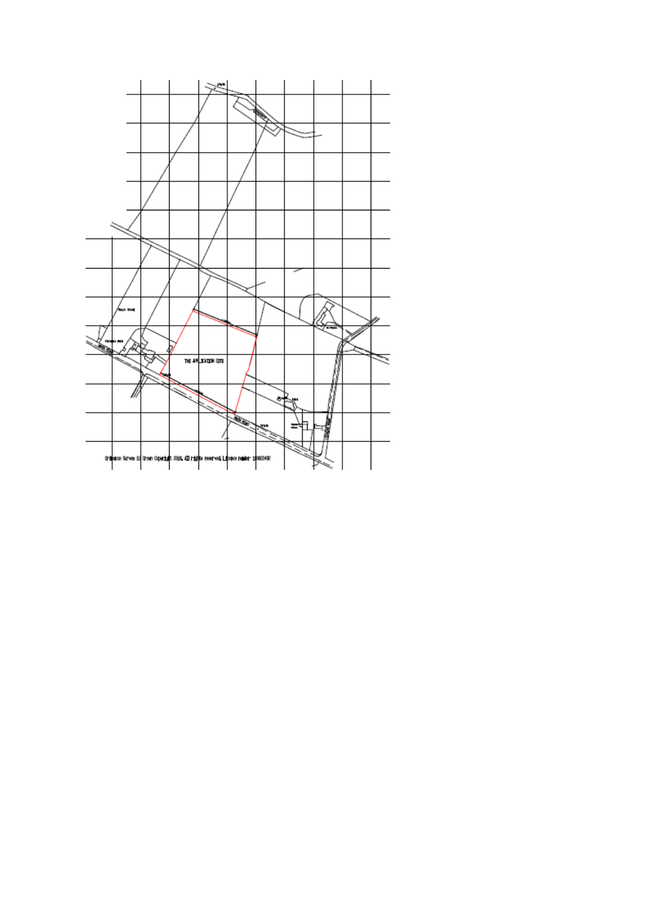THE APPLICATION SITE

Ordnance Survey (c) Crown Copyright 2006. All rights reserved. Licence number 100023432